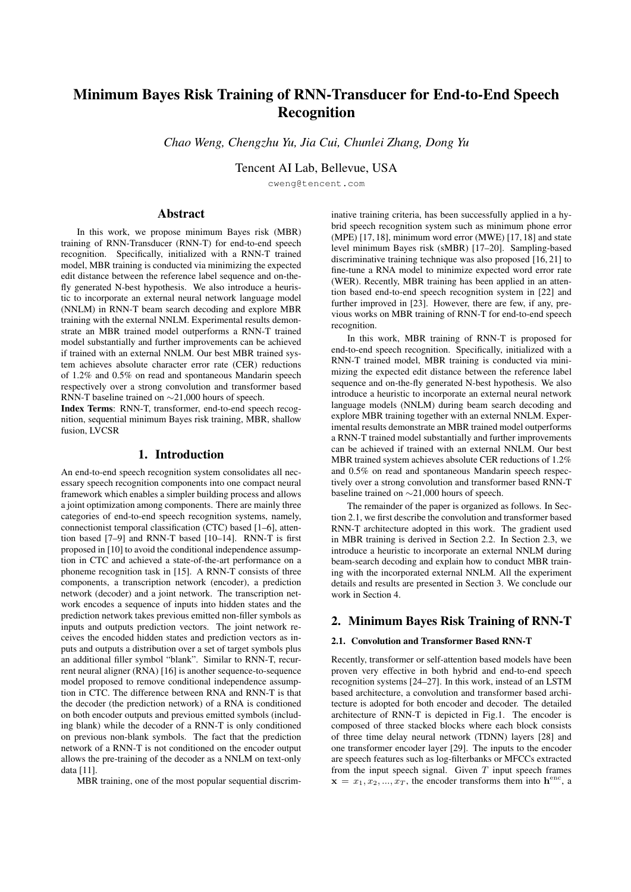# Minimum Bayes Risk Training of RNN-Transducer for End-to-End Speech Recognition

*Chao Weng, Chengzhu Yu, Jia Cui, Chunlei Zhang, Dong Yu*

Tencent AI Lab, Bellevue, USA

cweng@tencent.com

## Abstract

In this work, we propose minimum Bayes risk (MBR) training of RNN-Transducer (RNN-T) for end-to-end speech recognition. Specifically, initialized with a RNN-T trained model, MBR training is conducted via minimizing the expected edit distance between the reference label sequence and on-the-fly generated N-best hypothesis. We also introduce a heuristic to incorporate an external neural network language model (NNLM) in RNN-T beam search decoding and explore MBR training with the external NNLM. Experimental results demonstrate an MBR trained model outperforms a RNN-T trained model substantially and further improvements can be achieved if trained with an external NNLM. Our best MBR trained system achieves absolute character error rate (CER) reductions of 1.2% and 0.5% on read and spontaneous Mandarin speech respectively over a strong convolution and transformer based RNN-T baseline trained on ∼21,000 hours of speech.

**Index Terms**: RNN-T, transformer, end-to-end speech recognition, sequential minimum Bayes risk training, MBR, shallow fusion, LVCSR

## 1. Introduction

An end-to-end speech recognition system consolidates all necessary speech recognition components into one compact neural framework which enables a simpler building process and allows a joint optimization among components. There are mainly three categories of end-to-end speech recognition systems, namely, connectionist temporal classification (CTC) based [1–6], attention based [7–9] and RNN-T based [10–14]. RNN-T is first proposed in [10] to avoid the conditional independence assumption in CTC and achieved a state-of-the-art performance on a phoneme recognition task in [15]. A RNN-T consists of three components, a transcription network (encoder), a prediction network (decoder) and a joint network. The transcription network encodes a sequence of inputs into hidden states and the prediction network takes previous emitted non-filler symbols as inputs and outputs prediction vectors. The joint network receives the encoded hidden states and prediction vectors as inputs and outputs a distribution over a set of target symbols plus an additional filler symbol "blank". Similar to RNN-T, recurrent neural aligner (RNA) [16] is another sequence-to-sequence model proposed to remove conditional independence assumption in CTC. The difference between RNA and RNN-T is that the decoder (the prediction network) of a RNA is conditioned on both encoder outputs and previous emitted symbols (including blank) while the decoder of a RNN-T is only conditioned on previous non-blank symbols. The fact that the prediction network of a RNN-T is not conditioned on the encoder output allows the pre-training of the decoder as a NNLM on text-only data [11].

MBR training, one of the most popular sequential discriminative training criteria, has been successfully applied in a hybrid speech recognition system such as minimum phone error (MPE) [17, 18], minimum word error (MWE) [17, 18] and state level minimum Bayes risk (sMBR) [17–20]. Sampling-based discriminative training technique was also proposed [16, 21] to fine-tune a RNA model to minimize expected word error rate (WER). Recently, MBR training has been applied in an attention based end-to-end speech recognition system in [22] and further improved in [23]. However, there are few, if any, previous works on MBR training of RNN-T for end-to-end speech recognition.

In this work, MBR training of RNN-T is proposed for end-to-end speech recognition. Specifically, initialized with a RNN-T trained model, MBR training is conducted via minimizing the expected edit distance between the reference label sequence and on-the-fly generated N-best hypothesis. We also introduce a heuristic to incorporate an external neural network language models (NNLM) during beam search decoding and explore MBR training together with an external NNLM. Experimental results demonstrate an MBR trained model outperforms a RNN-T trained model substantially and further improvements can be achieved if trained with an external NNLM. Our best MBR trained system achieves absolute CER reductions of 1.2% and 0.5% on read and spontaneous Mandarin speech respectively over a strong convolution and transformer based RNN-T baseline trained on ∼21,000 hours of speech.

The remainder of the paper is organized as follows. In Section 2.1, we first describe the convolution and transformer based RNN-T architecture adopted in this work. The gradient used in MBR training is derived in Section 2.2. In Section 2.3, we introduce a heuristic to incorporate an external NNLM during beam-search decoding and explain how to conduct MBR training with the incorporated external NNLM. All the experiment details and results are presented in Section 3. We conclude our work in Section 4.

## 2. Minimum Bayes Risk Training of RNN-T

### 2.1. Convolution and Transformer Based RNN-T

Recently, transformer or self-attention based models have been proven very effective in both hybrid and end-to-end speech recognition systems [24–27]. In this work, instead of an LSTM based architecture, a convolution and transformer based architecture is adopted for both encoder and decoder. The detailed architecture of RNN-T is depicted in Fig.1. The encoder is composed of three stacked blocks where each block consists of three time delay neural network (TDNN) layers [28] and one transformer encoder layer [29]. The inputs to the encoder are speech features such as log-filterbanks or MFCCs extracted from the input speech signal. Given $T$ input speech frames $\mathbf{x} = x_1, x_2, ..., x_T$, the encoder transforms them into $\mathbf{h}^{\text{enc}}$, a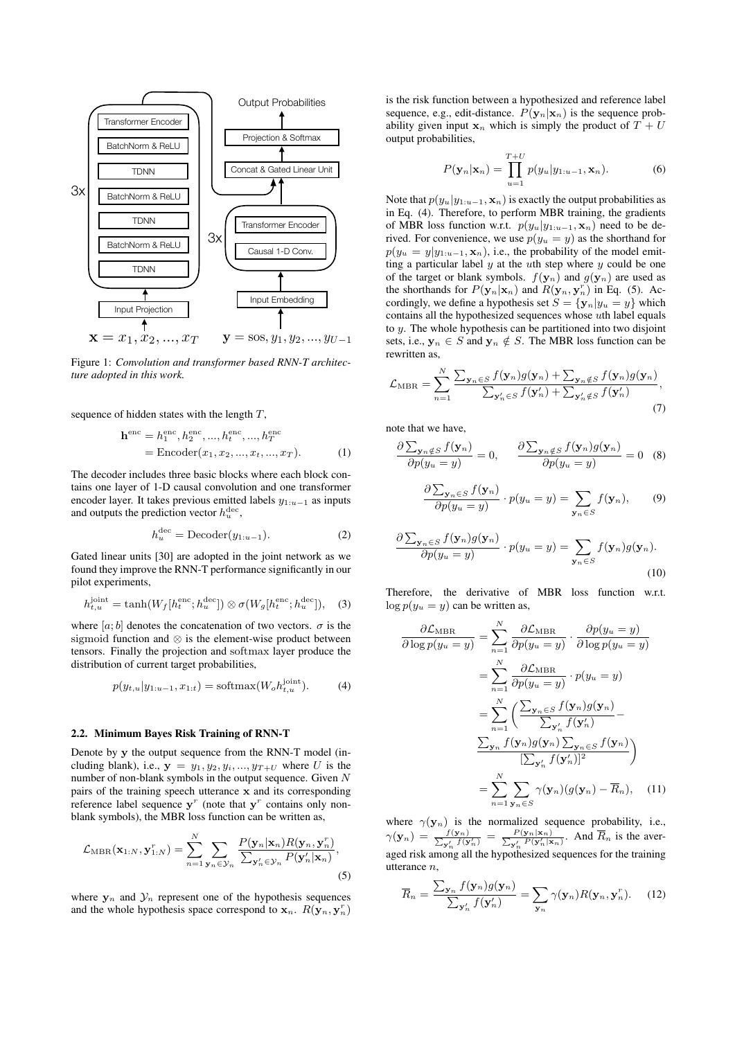Figure 1: *Convolution and transformer based RNN-T architecture adopted in this work.*

sequence of hidden states with the length $T$,

$$\mathbf{h}^{\text{enc}} = h_1^{\text{enc}}, h_2^{\text{enc}}, ..., h_t^{\text{enc}}, ..., h_T^{\text{enc}} = \text{Encoder}(x_1, x_2, ..., x_t, ..., x_T). \quad (1)$$

The decoder includes three basic blocks where each block contains one layer of 1-D causal convolution and one transformer encoder layer. It takes previous emitted labels $y_{1:u-1}$ as inputs and outputs the prediction vector $h_u^{\text{dec}}$,

$$h_u^{\text{dec}} = \text{Decoder}(y_{1:u-1}). \quad (2)$$

Gated linear units [30] are adopted in the joint network as we found they improve the RNN-T performance significantly in our pilot experiments,

$$h_{t,u}^{\text{joint}} = \tanh(W_f[h_t^{\text{enc}}; h_u^{\text{dec}}]) \otimes \sigma(W_g[h_t^{\text{enc}}; h_u^{\text{dec}}]), \quad (3)$$

where $[a; b]$ denotes the concatenation of two vectors. $\sigma$ is the sigmoid function and $\otimes$ is the element-wise product between tensors. Finally the projection and softmax layer produce the distribution of current target probabilities,

$$p(y_{t,u}|y_{1:u-1}, x_{1:t}) = \text{softmax}(W_o h_{t,u}^{\text{joint}}). \quad (4)$$

### 2.2. Minimum Bayes Risk Training of RNN-T

Denote by $\mathbf{y}$ the output sequence from the RNN-T model (including blank), i.e., $\mathbf{y} = y_1, y_2, y_i, ..., y_{T+U}$ where $U$ is the number of non-blank symbols in the output sequence. Given $N$ pairs of the training speech utterance $\mathbf{x}$ and its corresponding reference label sequence $\mathbf{y}^r$ (note that $\mathbf{y}^r$ contains only non-blank symbols), the MBR loss function can be written as,

$$\mathcal{L}_{\text{MBR}}(\mathbf{x}_{1:N}, \mathbf{y}_{1:N}^r) = \sum_{n=1}^{N} \sum_{\mathbf{y}_n \in \mathcal{Y}_n} \frac{P(\mathbf{y}_n|\mathbf{x}_n) R(\mathbf{y}_n, \mathbf{y}_n^r)}{\sum_{\mathbf{y}'_n \in \mathcal{Y}_n} P(\mathbf{y}'_n|\mathbf{x}_n)}, \quad (5)$$

where $\mathbf{y}_n$ and $\mathcal{Y}_n$ represent one of the hypothesis sequences and the whole hypothesis space correspond to $\mathbf{x}_n$. $R(\mathbf{y}_n, \mathbf{y}_n^r)$ is the risk function between a hypothesized and reference label sequence, e.g., edit-distance. $P(\mathbf{y}_n|\mathbf{x}_n)$ is the sequence probability given input $\mathbf{x}_n$ which is simply the product of $T + U$ output probabilities,

$$P(\mathbf{y}_n|\mathbf{x}_n) = \prod_{u=1}^{T+U} p(y_u|y_{1:u-1}, \mathbf{x}_n). \quad (6)$$

Note that $p(y_u|y_{1:u-1}, \mathbf{x}_n)$ is exactly the output probabilities as in Eq. (4). Therefore, to perform MBR training, the gradients of MBR loss function w.r.t. $p(y_u|y_{1:u-1}, \mathbf{x}_n)$ need to be derived. For convenience, we use $p(y_u = y)$ as the shorthand for $p(y_u = y|y_{1:u-1}, \mathbf{x}_n)$, i.e., the probability of the model emitting a particular label $y$ at the $u$th step where $y$ could be one of the target or blank symbols. $f(\mathbf{y}_n)$ and $g(\mathbf{y}_n)$ are used as the shorthands for $P(\mathbf{y}_n|\mathbf{x}_n)$ and $R(\mathbf{y}_n, \mathbf{y}_n^r)$ in Eq. (5). Accordingly, we define a hypothesis set $S = \{\mathbf{y}_n | y_u = y\}$ which contains all the hypothesized sequences whose $u$th label equals to $y$. The whole hypothesis can be partitioned into two disjoint sets, i.e., $\mathbf{y}_n \in S$ and $\mathbf{y}_n \notin S$. The MBR loss function can be rewritten as,

$$\mathcal{L}_{\text{MBR}} = \sum_{n=1}^{N} \frac{\sum_{\mathbf{y}_n \in S} f(\mathbf{y}_n) g(\mathbf{y}_n) + \sum_{\mathbf{y}_n \notin S} f(\mathbf{y}_n) g(\mathbf{y}_n)}{\sum_{\mathbf{y}'_n \in S} f(\mathbf{y}'_n) + \sum_{\mathbf{y}'_n \notin S} f(\mathbf{y}'_n)}, \quad (7)$$

note that we have,

$$\frac{\partial \sum_{\mathbf{y}_n \notin S} f(\mathbf{y}_n)}{\partial p(y_u = y)} = 0, \qquad \frac{\partial \sum_{\mathbf{y}_n \notin S} f(\mathbf{y}_n) g(\mathbf{y}_n)}{\partial p(y_u = y)} = 0 \quad (8)$$

$$\frac{\partial \sum_{\mathbf{y}_n \in S} f(\mathbf{y}_n)}{\partial p(y_u = y)} \cdot p(y_u = y) = \sum_{\mathbf{y}_n \in S} f(\mathbf{y}_n), \quad (9)$$

$$\frac{\partial \sum_{\mathbf{y}_n \in S} f(\mathbf{y}_n) g(\mathbf{y}_n)}{\partial p(y_u = y)} \cdot p(y_u = y) = \sum_{\mathbf{y}_n \in S} f(\mathbf{y}_n) g(\mathbf{y}_n). \quad (10)$$

Therefore, the derivative of MBR loss function w.r.t. $\log p(y_u = y)$ can be written as,

$$\begin{aligned}
\frac{\partial \mathcal{L}_{\text{MBR}}}{\partial \log p(y_u = y)} &= \sum_{n=1}^{N} \frac{\partial \mathcal{L}_{\text{MBR}}}{\partial p(y_u = y)} \cdot \frac{\partial p(y_u = y)}{\partial \log p(y_u = y)} \\
&= \sum_{n=1}^{N} \frac{\partial \mathcal{L}_{\text{MBR}}}{\partial p(y_u = y)} \cdot p(y_u = y) \\
&= \sum_{n=1}^{N} \Bigg( \frac{\sum_{\mathbf{y}_n \in S} f(\mathbf{y}_n) g(\mathbf{y}_n)}{\sum_{\mathbf{y}'_n} f(\mathbf{y}'_n)} - \\
&\qquad \frac{\sum_{\mathbf{y}_n} f(\mathbf{y}_n) g(\mathbf{y}_n) \sum_{\mathbf{y}_n \in S} f(\mathbf{y}_n)}{[\sum_{\mathbf{y}'_n} f(\mathbf{y}'_n)]^2} \Bigg) \\
&= \sum_{n=1}^{N} \sum_{\mathbf{y}_n \in S} \gamma(\mathbf{y}_n)(g(\mathbf{y}_n) - \overline{R}_n), \quad (11)
\end{aligned}$$

where $\gamma(\mathbf{y}_n)$ is the normalized sequence probability, i.e., $\gamma(\mathbf{y}_n) = \frac{f(\mathbf{y}_n)}{\sum_{\mathbf{y}'_n} f(\mathbf{y}'_n)} = \frac{P(\mathbf{y}_n|\mathbf{x}_n)}{\sum_{\mathbf{y}'_n} P(\mathbf{y}'_n|\mathbf{x}_n)}$. And $\overline{R}_n$ is the averaged risk among all the hypothesized sequences for the training utterance $n$,

$$\overline{R}_n = \frac{\sum_{\mathbf{y}_n} f(\mathbf{y}_n) g(\mathbf{y}_n)}{\sum_{\mathbf{y}'_n} f(\mathbf{y}'_n)} = \sum_{\mathbf{y}_n} \gamma(\mathbf{y}_n) R(\mathbf{y}_n, \mathbf{y}_n^r). \quad (12)$$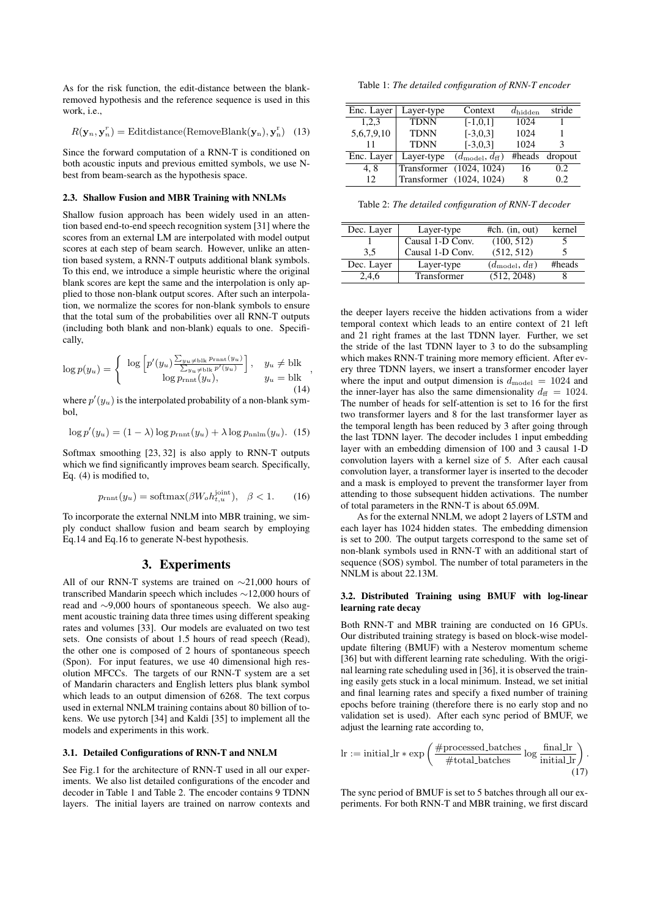As for the risk function, the edit-distance between the blank-removed hypothesis and the reference sequence is used in this work, i.e.,

$$R(\mathbf{y}_n, \mathbf{y}_n^r) = \text{Editdistance}(\text{RemoveBlank}(\mathbf{y}_\text{n}), \mathbf{y}_\text{n}^\text{r}) \quad (13)$$

Since the forward computation of a RNN-T is conditioned on both acoustic inputs and previous emitted symbols, we use N-best from beam-search as the hypothesis space.

### 2.3. Shallow Fusion and MBR Training with NNLMs

Shallow fusion approach has been widely used in an attention based end-to-end speech recognition system [31] where the scores from an external LM are interpolated with model output scores at each step of beam search. However, unlike an attention based system, a RNN-T outputs additional blank symbols. To this end, we introduce a simple heuristic where the original blank scores are kept the same and the interpolation is only applied to those non-blank output scores. After such an interpolation, we normalize the scores for non-blank symbols to ensure that the total sum of the probabilities over all RNN-T outputs (including both blank and non-blank) equals to one. Specifically,

$$\log p(y_u) = \begin{cases} \log \left[ p'(y_u) \frac{\sum_{y_u \neq \text{blk}} p_\text{rnnt}(y_u)}{\sum_{y_u \neq \text{blk}} p'(y_u)} \right], & y_u \neq \text{blk} \\ \log p_\text{rnnt}(y_u), & y_u = \text{blk} \end{cases}, \quad (14)$$

where $p'(y_u)$ is the interpolated probability of a non-blank symbol,

$$\log p'(y_u) = (1 - \lambda) \log p_\text{rnnt}(y_u) + \lambda \log p_\text{nnlm}(y_u). \quad (15)$$

Softmax smoothing [23, 32] is also apply to RNN-T outputs which we find significantly improves beam search. Specifically, Eq. (4) is modified to,

$$p_\text{rnnt}(y_u) = \text{softmax}(\beta W_o h_{t,u}^\text{joint}), \quad \beta < 1. \quad (16)$$

To incorporate the external NNLM into MBR training, we simply conduct shallow fusion and beam search by employing Eq.14 and Eq.16 to generate N-best hypothesis.

## 3. Experiments

All of our RNN-T systems are trained on ∼21,000 hours of transcribed Mandarin speech which includes ∼12,000 hours of read and ∼9,000 hours of spontaneous speech. We also augment acoustic training data three times using different speaking rates and volumes [33]. Our models are evaluated on two test sets. One consists of about 1.5 hours of read speech (Read), the other one is composed of 2 hours of spontaneous speech (Spon). For input features, we use 40 dimensional high resolution MFCCs. The targets of our RNN-T system are a set of Mandarin characters and English letters plus blank symbol which leads to an output dimension of 6268. The text corpus used in external NNLM training contains about 80 billion of tokens. We use pytorch [34] and Kaldi [35] to implement all the models and experiments in this work.

### 3.1. Detailed Configurations of RNN-T and NNLM

See Fig.1 for the architecture of RNN-T used in all our experiments. We also list detailed configurations of the encoder and decoder in Table 1 and Table 2. The encoder contains 9 TDNN layers. The initial layers are trained on narrow contexts and the deeper layers receive the hidden activations from a wider temporal context which leads to an entire context of 21 left and 21 right frames at the last TDNN layer. Further, we set the stride of the last TDNN layer to 3 to do the subsampling which makes RNN-T training more memory efficient. After every three TDNN layers, we insert a transformer encoder layer where the input and output dimension is $d_\text{model} = 1024$ and the inner-layer has also the same dimensionality $d_\text{ff} = 1024$. The number of heads for self-attention is set to 16 for the first two transformer layers and 8 for the last transformer layer as the temporal length has been reduced by 3 after going through the last TDNN layer. The decoder includes 1 input embedding layer with an embedding dimension of 100 and 3 causal 1-D convolution layers with a kernel size of 5. After each causal convolution layer, a transformer layer is inserted to the decoder and a mask is employed to prevent the transformer layer from attending to those subsequent hidden activations. The number of total parameters in the RNN-T is about 65.09M.

As for the external NNLM, we adopt 2 layers of LSTM and each layer has 1024 hidden states. The embedding dimension is set to 200. The output targets correspond to the same set of non-blank symbols used in RNN-T with an additional start of sequence (SOS) symbol. The number of total parameters in the NNLM is about 22.13M.

Table 1: *The detailed configuration of RNN-T encoder*

| Enc. Layer | Layer-type | Context | $d_\text{hidden}$ | stride |
|---|---|---|---|---|
| 1,2,3 | TDNN | [-1,0,1] | 1024 | 1 |
| 5,6,7,9,10 | TDNN | [-3,0,3] | 1024 | 1 |
| 11 | TDNN | [-3,0,3] | 1024 | 3 |
| Enc. Layer | Layer-type | ($d_\text{model}$, $d_\text{ff}$) | #heads | dropout |
| 4, 8 | Transformer | (1024, 1024) | 16 | 0.2 |
| 12 | Transformer | (1024, 1024) | 8 | 0.2 |

Table 2: *The detailed configuration of RNN-T decoder*

| Dec. Layer | Layer-type | #ch. (in, out) | kernel |
|---|---|---|---|
| 1 | Causal 1-D Conv. | (100, 512) | 5 |
| 3,5 | Causal 1-D Conv. | (512, 512) | 5 |
| Dec. Layer | Layer-type | ($d_\text{model}$, $d_\text{ff}$) | #heads |
| 2,4,6 | Transformer | (512, 2048) | 8 |

### 3.2. Distributed Training using BMUF with log-linear learning rate decay

Both RNN-T and MBR training are conducted on 16 GPUs. Our distributed training strategy is based on block-wise model-update filtering (BMUF) with a Nesterov momentum scheme [36] but with different learning rate scheduling. With the original learning rate scheduling used in [36], it is observed the training easily gets stuck in a local minimum. Instead, we set initial and final learning rates and specify a fixed number of training epochs before training (therefore there is no early stop and no validation set is used). After each sync period of BMUF, we adjust the learning rate according to,

$$\text{lr} := \text{initial\_lr} * \exp\left(\frac{\#\text{processed\_batches}}{\#\text{total\_batches}} \log \frac{\text{final\_lr}}{\text{initial\_lr}}\right). \quad (17)$$

The sync period of BMUF is set to 5 batches through all our experiments. For both RNN-T and MBR training, we first discard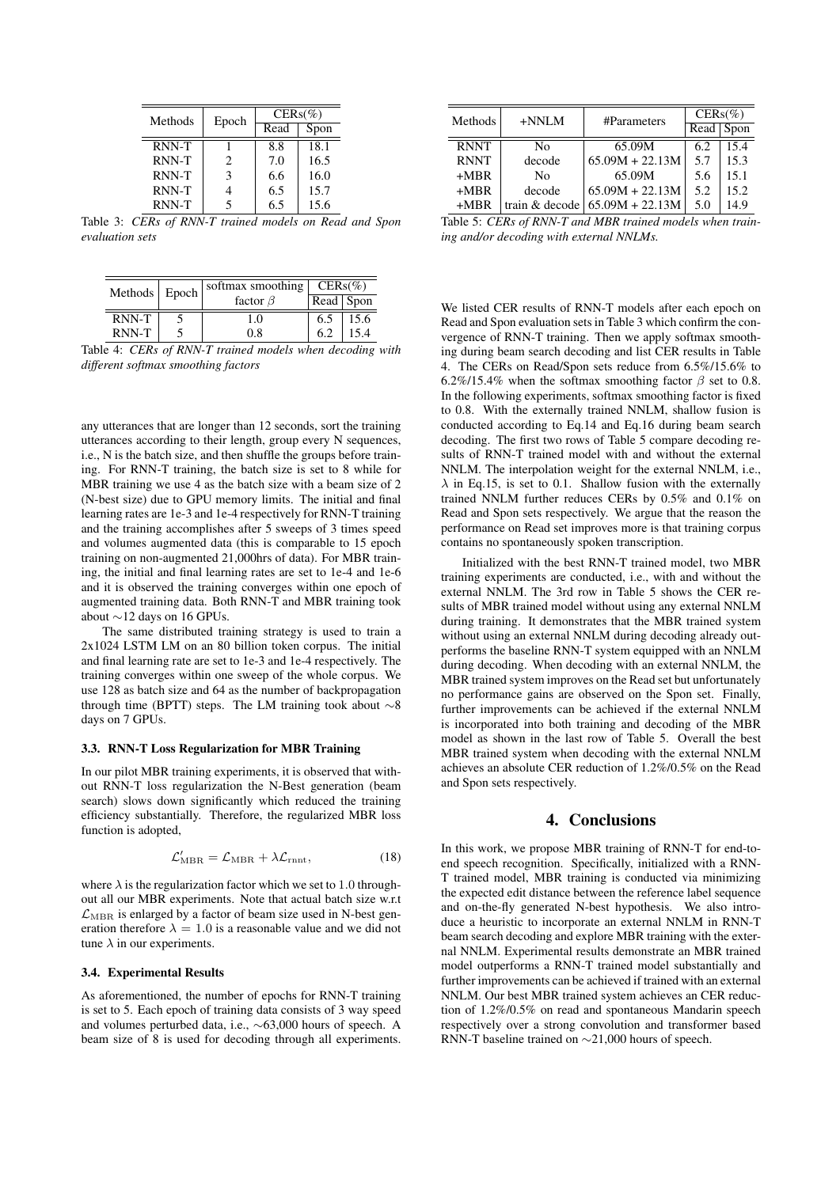| Methods | Epoch | CERs(%) | |
|---|---|---|---|
| | | Read | Spon |
| RNN-T | 1 | 8.8 | 18.1 |
| RNN-T | 2 | 7.0 | 16.5 |
| RNN-T | 3 | 6.6 | 16.0 |
| RNN-T | 4 | 6.5 | 15.7 |
| RNN-T | 5 | 6.5 | 15.6 |

Table 3: *CERs of RNN-T trained models on Read and Spon evaluation sets*

| Methods | Epoch | softmax smoothing factor $\beta$ | CERs(%) | |
|---|---|---|---|---|
| | | | Read | Spon |
| RNN-T | 5 | 1.0 | 6.5 | 15.6 |
| RNN-T | 5 | 0.8 | 6.2 | 15.4 |

Table 4: *CERs of RNN-T trained models when decoding with different softmax smoothing factors*

any utterances that are longer than 12 seconds, sort the training utterances according to their length, group every N sequences, i.e., N is the batch size, and then shuffle the groups before training. For RNN-T training, the batch size is set to 8 while for MBR training we use 4 as the batch size with a beam size of 2 (N-best size) due to GPU memory limits. The initial and final learning rates are 1e-3 and 1e-4 respectively for RNN-T training and the training accomplishes after 5 sweeps of 3 times speed and volumes augmented data (this is comparable to 15 epoch training on non-augmented 21,000hrs of data). For MBR training, the initial and final learning rates are set to 1e-4 and 1e-6 and it is observed the training converges within one epoch of augmented training data. Both RNN-T and MBR training took about ∼12 days on 16 GPUs.

The same distributed training strategy is used to train a 2x1024 LSTM LM on an 80 billion token corpus. The initial and final learning rate are set to 1e-3 and 1e-4 respectively. The training converges within one sweep of the whole corpus. We use 128 as batch size and 64 as the number of backpropagation through time (BPTT) steps. The LM training took about ∼8 days on 7 GPUs.

### 3.3. RNN-T Loss Regularization for MBR Training

In our pilot MBR training experiments, it is observed that without RNN-T loss regularization the N-Best generation (beam search) slows down significantly which reduced the training efficiency substantially. Therefore, the regularized MBR loss function is adopted,

$$\mathcal{L}'_{\text{MBR}} = \mathcal{L}_{\text{MBR}} + \lambda \mathcal{L}_{\text{rnnt}}, \tag{18}$$

where $\lambda$ is the regularization factor which we set to 1.0 throughout all our MBR experiments. Note that actual batch size w.r.t $\mathcal{L}_{\text{MBR}}$ is enlarged by a factor of beam size used in N-best generation therefore $\lambda = 1.0$ is a reasonable value and we did not tune $\lambda$ in our experiments.

### 3.4. Experimental Results

As aforementioned, the number of epochs for RNN-T training is set to 5. Each epoch of training data consists of 3 way speed and volumes perturbed data, i.e., ∼63,000 hours of speech. A beam size of 8 is used for decoding through all experiments.

| Methods | +NNLM | #Parameters | CERs(%) | |
|---|---|---|---|---|
| | | | Read | Spon |
| RNNT | No | 65.09M | 6.2 | 15.4 |
| RNNT | decode | 65.09M + 22.13M | 5.7 | 15.3 |
| +MBR | No | 65.09M | 5.6 | 15.1 |
| +MBR | decode | 65.09M + 22.13M | 5.2 | 15.2 |
| +MBR | train & decode | 65.09M + 22.13M | 5.0 | 14.9 |

Table 5: *CERs of RNN-T and MBR trained models when training and/or decoding with external NNLMs.*

We listed CER results of RNN-T models after each epoch on Read and Spon evaluation sets in Table 3 which confirm the convergence of RNN-T training. Then we apply softmax smoothing during beam search decoding and list CER results in Table 4. The CERs on Read/Spon sets reduce from 6.5%/15.6% to 6.2%/15.4% when the softmax smoothing factor $\beta$ set to 0.8. In the following experiments, softmax smoothing factor is fixed to 0.8. With the externally trained NNLM, shallow fusion is conducted according to Eq.14 and Eq.16 during beam search decoding. The first two rows of Table 5 compare decoding results of RNN-T trained model with and without the external NNLM. The interpolation weight for the external NNLM, i.e., $\lambda$ in Eq.15, is set to 0.1. Shallow fusion with the externally trained NNLM further reduces CERs by 0.5% and 0.1% on Read and Spon sets respectively. We argue that the reason the performance on Read set improves more is that training corpus contains no spontaneously spoken transcription.

Initialized with the best RNN-T trained model, two MBR training experiments are conducted, i.e., with and without the external NNLM. The 3rd row in Table 5 shows the CER results of MBR trained model without using any external NNLM during training. It demonstrates that the MBR trained system without using an external NNLM during decoding already outperforms the baseline RNN-T system equipped with an NNLM during decoding. When decoding with an external NNLM, the MBR trained system improves on the Read set but unfortunately no performance gains are observed on the Spon set. Finally, further improvements can be achieved if the external NNLM is incorporated into both training and decoding of the MBR model as shown in the last row of Table 5. Overall the best MBR trained system when decoding with the external NNLM achieves an absolute CER reduction of 1.2%/0.5% on the Read and Spon sets respectively.

## 4. Conclusions

In this work, we propose MBR training of RNN-T for end-to-end speech recognition. Specifically, initialized with a RNN-T trained model, MBR training is conducted via minimizing the expected edit distance between the reference label sequence and on-the-fly generated N-best hypothesis. We also introduce a heuristic to incorporate an external NNLM in RNN-T beam search decoding and explore MBR training with the external NNLM. Experimental results demonstrate an MBR trained model outperforms a RNN-T trained model substantially and further improvements can be achieved if trained with an external NNLM. Our best MBR trained system achieves an CER reduction of 1.2%/0.5% on read and spontaneous Mandarin speech respectively over a strong convolution and transformer based RNN-T baseline trained on ∼21,000 hours of speech.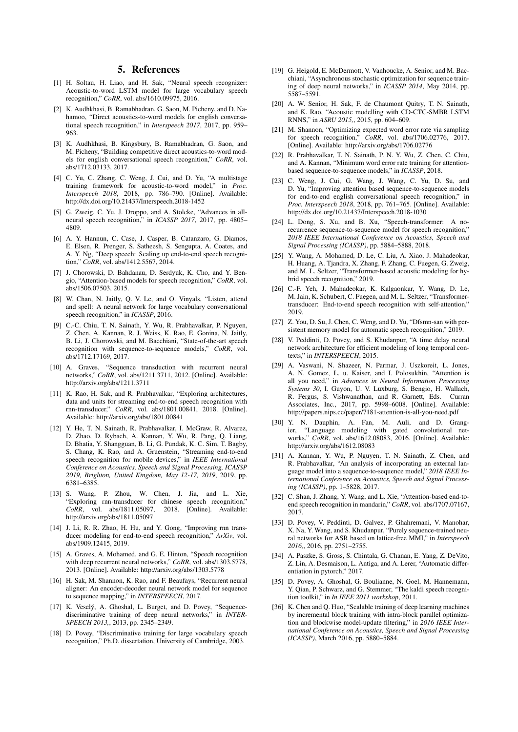## 5. References

[1] H. Soltau, H. Liao, and H. Sak, "Neural speech recognizer: Acoustic-to-word LSTM model for large vocabulary speech recognition," *CoRR*, vol. abs/1610.09975, 2016.

[2] K. Audhkhasi, B. Ramabhadran, G. Saon, M. Picheny, and D. Nahamoo, "Direct acoustics-to-word models for english conversational speech recognition," in *Interspeech 2017*, 2017, pp. 959–963.

[3] K. Audhkhasi, B. Kingsbury, B. Ramabhadran, G. Saon, and M. Picheny, "Building competitive direct acoustics-to-word models for english conversational speech recognition," *CoRR*, vol. abs/1712.03133, 2017.

[4] C. Yu, C. Zhang, C. Weng, J. Cui, and D. Yu, "A multistage training framework for acoustic-to-word model," in *Proc. Interspeech 2018*, 2018, pp. 786–790. [Online]. Available: http://dx.doi.org/10.21437/Interspeech.2018-1452

[5] G. Zweig, C. Yu, J. Droppo, and A. Stolcke, "Advances in all-neural speech recognition," in *ICASSP 2017*, 2017, pp. 4805–4809.

[6] A. Y. Hannun, C. Case, J. Casper, B. Catanzaro, G. Diamos, E. Elsen, R. Prenger, S. Satheesh, S. Sengupta, A. Coates, and A. Y. Ng, "Deep speech: Scaling up end-to-end speech recognition," *CoRR*, vol. abs/1412.5567, 2014.

[7] J. Chorowski, D. Bahdanau, D. Serdyuk, K. Cho, and Y. Bengio, "Attention-based models for speech recognition," *CoRR*, vol. abs/1506.07503, 2015.

[8] W. Chan, N. Jaitly, Q. V. Le, and O. Vinyals, "Listen, attend and spell: A neural network for large vocabulary conversational speech recognition," in *ICASSP*, 2016.

[9] C.-C. Chiu, T. N. Sainath, Y. Wu, R. Prabhavalkar, P. Nguyen, Z. Chen, A. Kannan, R. J. Weiss, K. Rao, E. Gonina, N. Jaitly, B. Li, J. Chorowski, and M. Bacchiani, "State-of-the-art speech recognition with sequence-to-sequence models," *CoRR*, vol. abs/1712.17169, 2017.

[10] A. Graves, "Sequence transduction with recurrent neural networks," *CoRR*, vol. abs/1211.3711, 2012. [Online]. Available: http://arxiv.org/abs/1211.3711

[11] K. Rao, H. Sak, and R. Prabhavalkar, "Exploring architectures, data and units for streaming end-to-end speech recognition with rnn-transducer," *CoRR*, vol. abs/1801.00841, 2018. [Online]. Available: http://arxiv.org/abs/1801.00841

[12] Y. He, T. N. Sainath, R. Prabhavalkar, I. McGraw, R. Alvarez, D. Zhao, D. Rybach, A. Kannan, Y. Wu, R. Pang, Q. Liang, D. Bhatia, Y. Shangguan, B. Li, G. Pundak, K. C. Sim, T. Bagby, S. Chang, K. Rao, and A. Gruenstein, "Streaming end-to-end speech recognition for mobile devices," in *IEEE International Conference on Acoustics, Speech and Signal Processing, ICASSP 2019, Brighton, United Kingdom, May 12-17, 2019*, 2019, pp. 6381–6385.

[13] S. Wang, P. Zhou, W. Chen, J. Jia, and L. Xie, "Exploring rnn-transducer for chinese speech recognition," *CoRR*, vol. abs/1811.05097, 2018. [Online]. Available: http://arxiv.org/abs/1811.05097

[14] J. Li, R. R. Zhao, H. Hu, and Y. Gong, "Improving rnn transducer modeling for end-to-end speech recognition," *ArXiv*, vol. abs/1909.12415, 2019.

[15] A. Graves, A. Mohamed, and G. E. Hinton, "Speech recognition with deep recurrent neural networks," *CoRR*, vol. abs/1303.5778, 2013. [Online]. Available: http://arxiv.org/abs/1303.5778

[16] H. Sak, M. Shannon, K. Rao, and F. Beaufays, "Recurrent neural aligner: An encoder-decoder neural network model for sequence to sequence mapping," in *INTERSPEECH*, 2017.

[17] K. Veselý, A. Ghoshal, L. Burget, and D. Povey, "Sequence-discriminative training of deep neural networks," in *INTERSPEECH 2013,*, 2013, pp. 2345–2349.

[18] D. Povey, "Discriminative training for large vocabulary speech recognition," Ph.D. dissertation, University of Cambridge, 2003.

[19] G. Heigold, E. McDermott, V. Vanhoucke, A. Senior, and M. Bacchiani, "Asynchronous stochastic optimization for sequence training of deep neural networks," in *ICASSP 2014*, May 2014, pp. 5587–5591.

[20] A. W. Senior, H. Sak, F. de Chaumont Quitry, T. N. Sainath, and K. Rao, "Acoustic modelling with CD-CTC-SMBR LSTM RNNS," in *ASRU 2015,*, 2015, pp. 604–609.

[21] M. Shannon, "Optimizing expected word error rate via sampling for speech recognition," *CoRR*, vol. abs/1706.02776, 2017. [Online]. Available: http://arxiv.org/abs/1706.02776

[22] R. Prabhavalkar, T. N. Sainath, P. N. Y. Wu, Z. Chen, C. Chiu, and A. Kannan, "Minimum word error rate training for attention-based sequence-to-sequence models," in *ICASSP*, 2018.

[23] C. Weng, J. Cui, G. Wang, J. Wang, C. Yu, D. Su, and D. Yu, "Improving attention based sequence-to-sequence models for end-to-end english conversational speech recognition," in *Proc. Interspeech 2018*, 2018, pp. 761–765. [Online]. Available: http://dx.doi.org/10.21437/Interspeech.2018-1030

[24] L. Dong, S. Xu, and B. Xu, "Speech-transformer: A no-recurrence sequence-to-sequence model for speech recognition," *2018 IEEE International Conference on Acoustics, Speech and Signal Processing (ICASSP)*, pp. 5884–5888, 2018.

[25] Y. Wang, A. Mohamed, D. Le, C. Liu, A. Xiao, J. Mahadeokar, H. Huang, A. Tjandra, X. Zhang, F. Zhang, C. Fuegen, G. Zweig, and M. L. Seltzer, "Transformer-based acoustic modeling for hybrid speech recognition," 2019.

[26] C.-F. Yeh, J. Mahadeokar, K. Kalgaonkar, Y. Wang, D. Le, M. Jain, K. Schubert, C. Fuegen, and M. L. Seltzer, "Transformer-transducer: End-to-end speech recognition with self-attention," 2019.

[27] Z. You, D. Su, J. Chen, C. Weng, and D. Yu, "Dfsmn-san with persistent memory model for automatic speech recognition," 2019.

[28] V. Peddinti, D. Povey, and S. Khudanpur, "A time delay neural network architecture for efficient modeling of long temporal contexts," in *INTERSPEECH*, 2015.

[29] A. Vaswani, N. Shazeer, N. Parmar, J. Uszkoreit, L. Jones, A. N. Gomez, L. u. Kaiser, and I. Polosukhin, "Attention is all you need," in *Advances in Neural Information Processing Systems 30*, I. Guyon, U. V. Luxburg, S. Bengio, H. Wallach, R. Fergus, S. Vishwanathan, and R. Garnett, Eds. Curran Associates, Inc., 2017, pp. 5998–6008. [Online]. Available: http://papers.nips.cc/paper/7181-attention-is-all-you-need.pdf

[30] Y. N. Dauphin, A. Fan, M. Auli, and D. Grangier, "Language modeling with gated convolutional networks," *CoRR*, vol. abs/1612.08083, 2016. [Online]. Available: http://arxiv.org/abs/1612.08083

[31] A. Kannan, Y. Wu, P. Nguyen, T. N. Sainath, Z. Chen, and R. Prabhavalkar, "An analysis of incorporating an external language model into a sequence-to-sequence model," *2018 IEEE International Conference on Acoustics, Speech and Signal Processing (ICASSP)*, pp. 1–5828, 2017.

[32] C. Shan, J. Zhang, Y. Wang, and L. Xie, "Attention-based end-to-end speech recognition in mandarin," *CoRR*, vol. abs/1707.07167, 2017.

[33] D. Povey, V. Peddinti, D. Galvez, P. Ghahremani, V. Manohar, X. Na, Y. Wang, and S. Khudanpur, "Purely sequence-trained neural networks for ASR based on lattice-free MMI," in *Interspeech 2016,*, 2016, pp. 2751–2755.

[34] A. Paszke, S. Gross, S. Chintala, G. Chanan, E. Yang, Z. DeVito, Z. Lin, A. Desmaison, L. Antiga, and A. Lerer, "Automatic differentiation in pytorch," 2017.

[35] D. Povey, A. Ghoshal, G. Boulianne, N. Goel, M. Hannemann, Y. Qian, P. Schwarz, and G. Stemmer, "The kaldi speech recognition toolkit," in *In IEEE 2011 workshop*, 2011.

[36] K. Chen and Q. Huo, "Scalable training of deep learning machines by incremental block training with intra-block parallel optimization and blockwise model-update filtering," in *2016 IEEE International Conference on Acoustics, Speech and Signal Processing (ICASSP)*, March 2016, pp. 5880–5884.